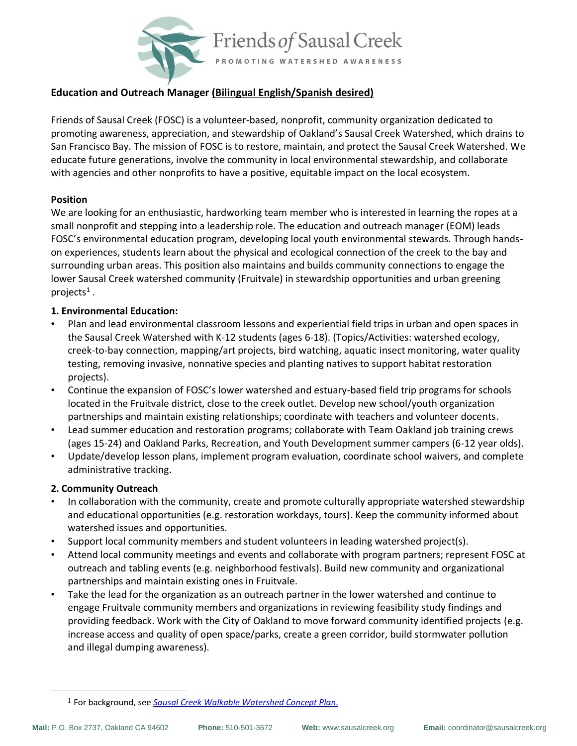Friends of Sausal Creek

PROMOTING WATERSHED AWARENESS

**Education and Outreach Manager <u>(Bilingual English/Spanish desired)</u>**

Friends of Sausal Creek (FOSC) is a volunteer-based, nonprofit, community organization dedicated to promoting awareness, appreciation, and stewardship of Oakland's Sausal Creek Watershed, which drains to San Francisco Bay. The mission of FOSC is to restore, maintain, and protect the Sausal Creek Watershed. We educate future generations, involve the community in local environmental stewardship, and collaborate with agencies and other nonprofits to have a positive, equitable impact on the local ecosystem.

**Position**

We are looking for an enthusiastic, hardworking team member who is interested in learning the ropes at a small nonprofit and stepping into a leadership role. The education and outreach manager (EOM) leads FOSC's environmental education program, developing local youth environmental stewards. Through hands-on experiences, students learn about the physical and ecological connection of the creek to the bay and surrounding urban areas. This position also maintains and builds community connections to engage the lower Sausal Creek watershed community (Fruitvale) in stewardship opportunities and urban greening projects[1] .

**1. Environmental Education:**

- Plan and lead environmental classroom lessons and experiential field trips in urban and open spaces in the Sausal Creek Watershed with K-12 students (ages 6-18). (Topics/Activities: watershed ecology, creek-to-bay connection, mapping/art projects, bird watching, aquatic insect monitoring, water quality testing, removing invasive, nonnative species and planting natives to support habitat restoration projects).
- Continue the expansion of FOSC's lower watershed and estuary-based field trip programs for schools located in the Fruitvale district, close to the creek outlet. Develop new school/youth organization partnerships and maintain existing relationships; coordinate with teachers and volunteer docents.
- Lead summer education and restoration programs; collaborate with Team Oakland job training crews (ages 15-24) and Oakland Parks, Recreation, and Youth Development summer campers (6-12 year olds).
- Update/develop lesson plans, implement program evaluation, coordinate school waivers, and complete administrative tracking.

**2. Community Outreach**

- In collaboration with the community, create and promote culturally appropriate watershed stewardship and educational opportunities (e.g. restoration workdays, tours). Keep the community informed about watershed issues and opportunities.
- Support local community members and student volunteers in leading watershed project(s).
- Attend local community meetings and events and collaborate with program partners; represent FOSC at outreach and tabling events (e.g. neighborhood festivals). Build new community and organizational partnerships and maintain existing ones in Fruitvale.
- Take the lead for the organization as an outreach partner in the lower watershed and continue to engage Fruitvale community members and organizations in reviewing feasibility study findings and providing feedback. Work with the City of Oakland to move forward community identified projects (e.g. increase access and quality of open space/parks, create a green corridor, build stormwater pollution and illegal dumping awareness).

---

[1] For background, see *Sausal Creek Walkable Watershed Concept Plan.*

**Mail:** P.O. Box 2737, Oakland CA 94602 **Phone:** 510-501-3672 **Web:** www.sausalcreek.org **Email:** coordinator@sausalcreek.org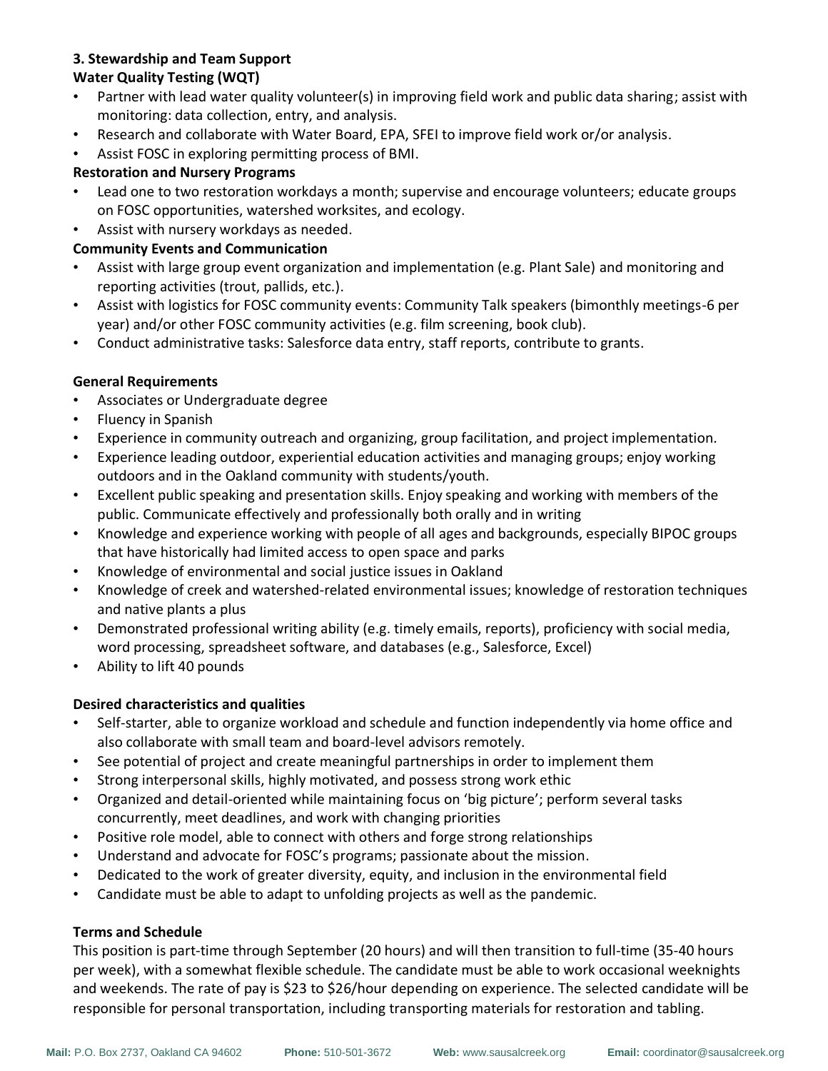**3. Stewardship and Team Support**

**Water Quality Testing (WQT)**

- Partner with lead water quality volunteer(s) in improving field work and public data sharing; assist with monitoring: data collection, entry, and analysis.
- Research and collaborate with Water Board, EPA, SFEI to improve field work or/or analysis.
- Assist FOSC in exploring permitting process of BMI.

**Restoration and Nursery Programs**

- Lead one to two restoration workdays a month; supervise and encourage volunteers; educate groups on FOSC opportunities, watershed worksites, and ecology.
- Assist with nursery workdays as needed.

**Community Events and Communication**

- Assist with large group event organization and implementation (e.g. Plant Sale) and monitoring and reporting activities (trout, pallids, etc.).
- Assist with logistics for FOSC community events: Community Talk speakers (bimonthly meetings-6 per year) and/or other FOSC community activities (e.g. film screening, book club).
- Conduct administrative tasks: Salesforce data entry, staff reports, contribute to grants.

**General Requirements**

- Associates or Undergraduate degree
- Fluency in Spanish
- Experience in community outreach and organizing, group facilitation, and project implementation.
- Experience leading outdoor, experiential education activities and managing groups; enjoy working outdoors and in the Oakland community with students/youth.
- Excellent public speaking and presentation skills. Enjoy speaking and working with members of the public. Communicate effectively and professionally both orally and in writing
- Knowledge and experience working with people of all ages and backgrounds, especially BIPOC groups that have historically had limited access to open space and parks
- Knowledge of environmental and social justice issues in Oakland
- Knowledge of creek and watershed-related environmental issues; knowledge of restoration techniques and native plants a plus
- Demonstrated professional writing ability (e.g. timely emails, reports), proficiency with social media, word processing, spreadsheet software, and databases (e.g., Salesforce, Excel)
- Ability to lift 40 pounds

**Desired characteristics and qualities**

- Self-starter, able to organize workload and schedule and function independently via home office and also collaborate with small team and board-level advisors remotely.
- See potential of project and create meaningful partnerships in order to implement them
- Strong interpersonal skills, highly motivated, and possess strong work ethic
- Organized and detail-oriented while maintaining focus on 'big picture'; perform several tasks concurrently, meet deadlines, and work with changing priorities
- Positive role model, able to connect with others and forge strong relationships
- Understand and advocate for FOSC's programs; passionate about the mission.
- Dedicated to the work of greater diversity, equity, and inclusion in the environmental field
- Candidate must be able to adapt to unfolding projects as well as the pandemic.

**Terms and Schedule**

This position is part-time through September (20 hours) and will then transition to full-time (35-40 hours per week), with a somewhat flexible schedule. The candidate must be able to work occasional weeknights and weekends. The rate of pay is $23 to $26/hour depending on experience. The selected candidate will be responsible for personal transportation, including transporting materials for restoration and tabling.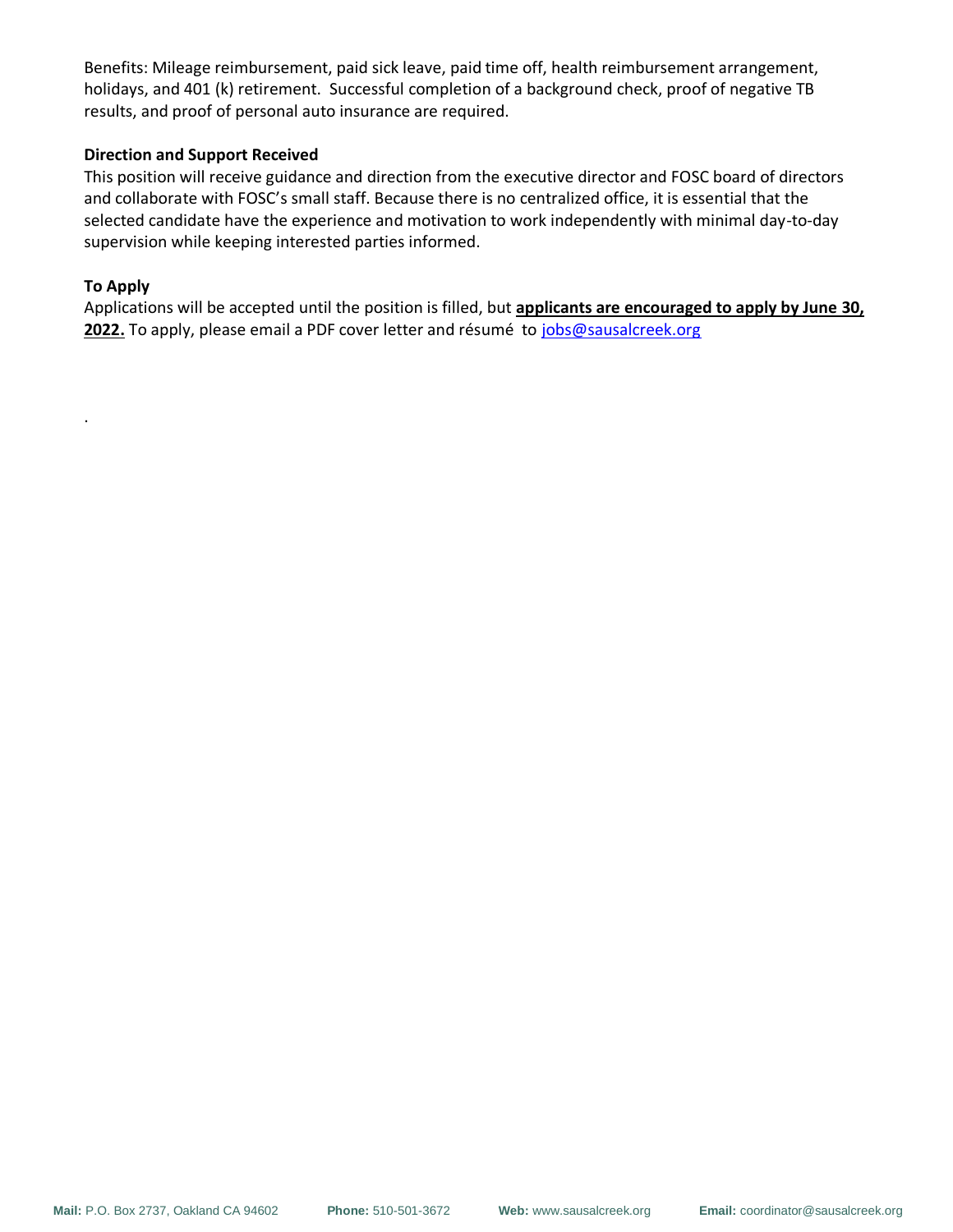Benefits: Mileage reimbursement, paid sick leave, paid time off, health reimbursement arrangement, holidays, and 401 (k) retirement. Successful completion of a background check, proof of negative TB results, and proof of personal auto insurance are required.

**Direction and Support Received**

This position will receive guidance and direction from the executive director and FOSC board of directors and collaborate with FOSC's small staff. Because there is no centralized office, it is essential that the selected candidate have the experience and motivation to work independently with minimal day-to-day supervision while keeping interested parties informed.

**To Apply**

Applications will be accepted until the position is filled, but **applicants are encouraged to apply by June 30, 2022.** To apply, please email a PDF cover letter and résumé to jobs@sausalcreek.org

.